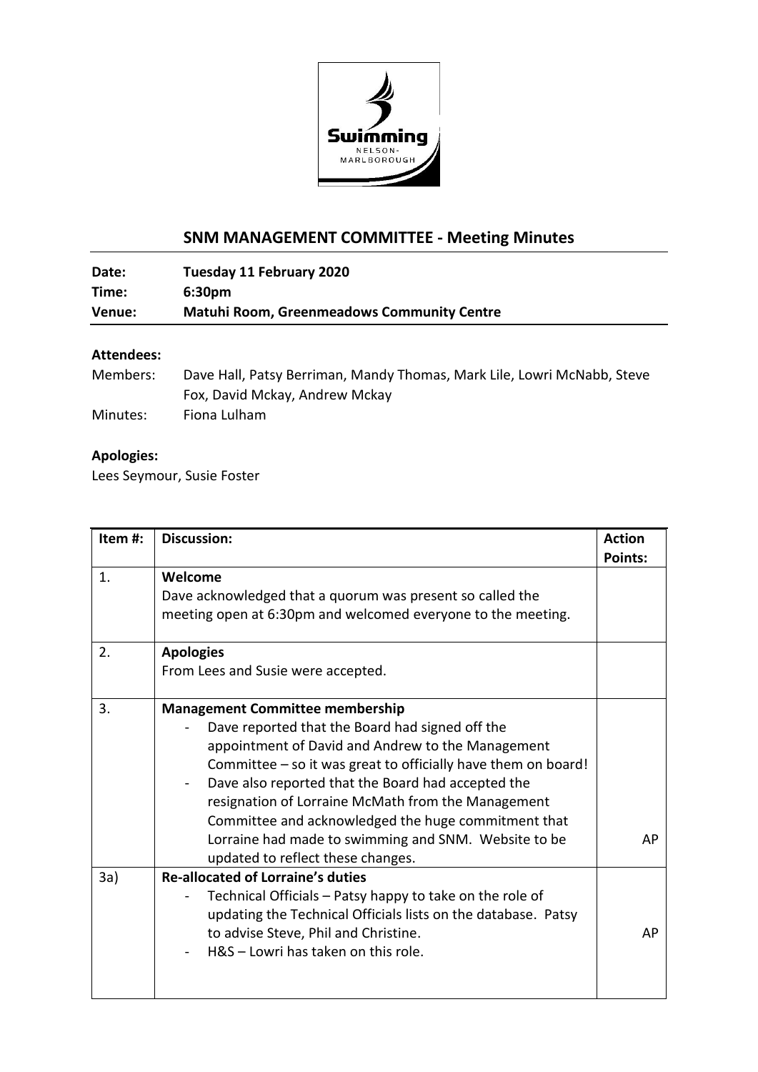# SNM MANAGEMENT COMMITTEE - Meeting Minutes

| | |
|---|---|
| **Date:** | **Tuesday 11 February 2020** |
| **Time:** | **6:30pm** |
| **Venue:** | **Matuhi Room, Greenmeadows Community Centre** |

**Attendees:**

Members: Dave Hall, Patsy Berriman, Mandy Thomas, Mark Lile, Lowri McNabb, Steve Fox, David Mckay, Andrew Mckay

Minutes: Fiona Lulham

**Apologies:**

Lees Seymour, Susie Foster

| Item #: | Discussion: | Action Points: |
|---|---|---|
| 1. | **Welcome**<br>Dave acknowledged that a quorum was present so called the meeting open at 6:30pm and welcomed everyone to the meeting. | |
| 2. | **Apologies**<br>From Lees and Susie were accepted. | |
| 3. | **Management Committee membership**<br>- Dave reported that the Board had signed off the appointment of David and Andrew to the Management Committee – so it was great to officially have them on board!<br>- Dave also reported that the Board had accepted the resignation of Lorraine McMath from the Management Committee and acknowledged the huge commitment that Lorraine had made to swimming and SNM. Website to be updated to reflect these changes. | AP |
| 3a) | **Re-allocated of Lorraine's duties**<br>- Technical Officials – Patsy happy to take on the role of updating the Technical Officials lists on the database. Patsy to advise Steve, Phil and Christine.<br>- H&S – Lowri has taken on this role. | AP |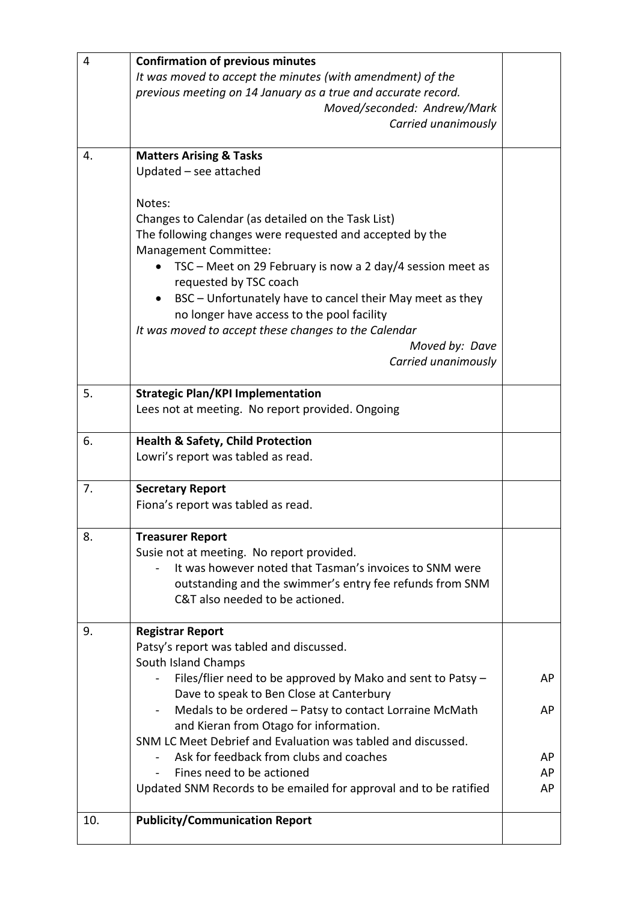| | | |
|---|---|---|
| 4 | **Confirmation of previous minutes**<br>*It was moved to accept the minutes (with amendment) of the previous meeting on 14 January as a true and accurate record.*<br>*Moved/seconded: Andrew/Mark*<br>*Carried unanimously* | |
| 4. | **Matters Arising & Tasks**<br>Updated – see attached<br><br>Notes:<br>Changes to Calendar (as detailed on the Task List)<br>The following changes were requested and accepted by the Management Committee:<br>• TSC – Meet on 29 February is now a 2 day/4 session meet as requested by TSC coach<br>• BSC – Unfortunately have to cancel their May meet as they no longer have access to the pool facility<br>*It was moved to accept these changes to the Calendar*<br>*Moved by: Dave*<br>*Carried unanimously* | |
| 5. | **Strategic Plan/KPI Implementation**<br>Lees not at meeting. No report provided. Ongoing | |
| 6. | **Health & Safety, Child Protection**<br>Lowri's report was tabled as read. | |
| 7. | **Secretary Report**<br>Fiona's report was tabled as read. | |
| 8. | **Treasurer Report**<br>Susie not at meeting. No report provided.<br>- It was however noted that Tasman's invoices to SNM were outstanding and the swimmer's entry fee refunds from SNM C&T also needed to be actioned. | |
| 9. | **Registrar Report**<br>Patsy's report was tabled and discussed.<br>South Island Champs<br>- Files/flier need to be approved by Mako and sent to Patsy – Dave to speak to Ben Close at Canterbury<br>- Medals to be ordered – Patsy to contact Lorraine McMath and Kieran from Otago for information.<br>SNM LC Meet Debrief and Evaluation was tabled and discussed.<br>- Ask for feedback from clubs and coaches<br>- Fines need to be actioned<br>Updated SNM Records to be emailed for approval and to be ratified | AP<br><br>AP<br><br><br>AP<br>AP<br>AP |
| 10. | **Publicity/Communication Report** | |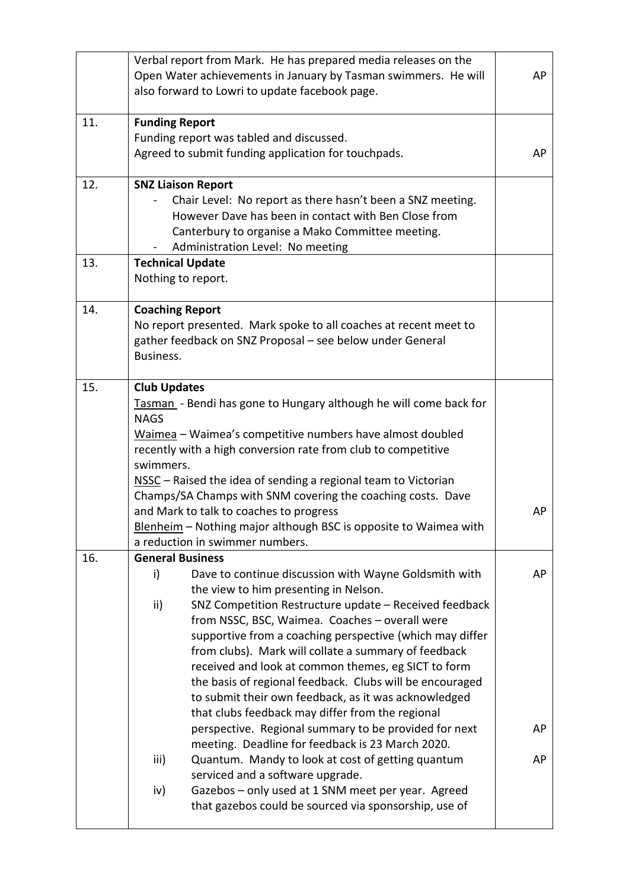| | | |
|---|---|---|
| | Verbal report from Mark. He has prepared media releases on the Open Water achievements in January by Tasman swimmers. He will also forward to Lowri to update facebook page. | AP |
| 11. | **Funding Report**<br>Funding report was tabled and discussed.<br>Agreed to submit funding application for touchpads. | AP |
| 12. | **SNZ Liaison Report**<br>- Chair Level: No report as there hasn't been a SNZ meeting. However Dave has been in contact with Ben Close from Canterbury to organise a Mako Committee meeting.<br>- Administration Level: No meeting | |
| 13. | **Technical Update**<br>Nothing to report. | |
| 14. | **Coaching Report**<br>No report presented. Mark spoke to all coaches at recent meet to gather feedback on SNZ Proposal – see below under General Business. | |
| 15. | **Club Updates**<br>Tasman - Bendi has gone to Hungary although he will come back for NAGS<br>Waimea – Waimea's competitive numbers have almost doubled recently with a high conversion rate from club to competitive swimmers.<br>NSSC – Raised the idea of sending a regional team to Victorian Champs/SA Champs with SNM covering the coaching costs. Dave and Mark to talk to coaches to progress<br>Blenheim – Nothing major although BSC is opposite to Waimea with a reduction in swimmer numbers. | AP |
| 16. | **General Business**<br>i) Dave to continue discussion with Wayne Goldsmith with the view to him presenting in Nelson.<br>ii) SNZ Competition Restructure update – Received feedback from NSSC, BSC, Waimea. Coaches – overall were supportive from a coaching perspective (which may differ from clubs). Mark will collate a summary of feedback received and look at common themes, eg SICT to form the basis of regional feedback. Clubs will be encouraged to submit their own feedback, as it was acknowledged that clubs feedback may differ from the regional perspective. Regional summary to be provided for next meeting. Deadline for feedback is 23 March 2020.<br>iii) Quantum. Mandy to look at cost of getting quantum serviced and a software upgrade.<br>iv) Gazebos – only used at 1 SNM meet per year. Agreed that gazebos could be sourced via sponsorship, use of | AP<br><br>AP<br><br>AP |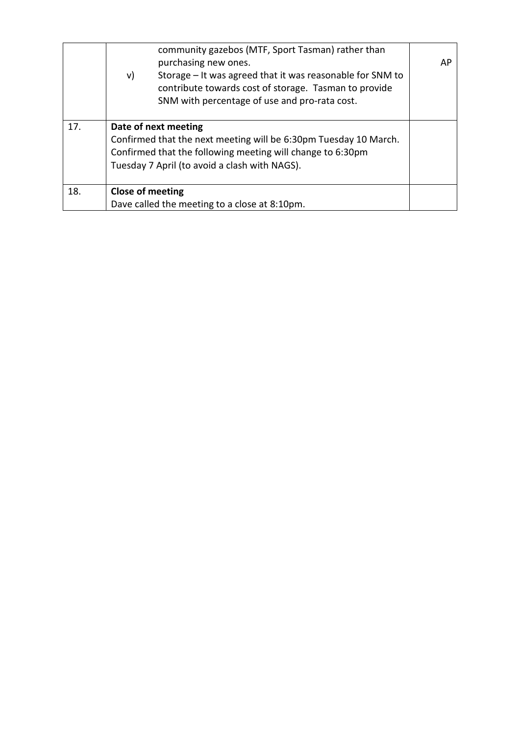| | | |
|---|---|---|
| | community gazebos (MTF, Sport Tasman) rather than purchasing new ones.<br>v) Storage – It was agreed that it was reasonable for SNM to contribute towards cost of storage. Tasman to provide SNM with percentage of use and pro-rata cost. | AP |
| 17. | **Date of next meeting**<br>Confirmed that the next meeting will be 6:30pm Tuesday 10 March. Confirmed that the following meeting will change to 6:30pm Tuesday 7 April (to avoid a clash with NAGS). | |
| 18. | **Close of meeting**<br>Dave called the meeting to a close at 8:10pm. | |